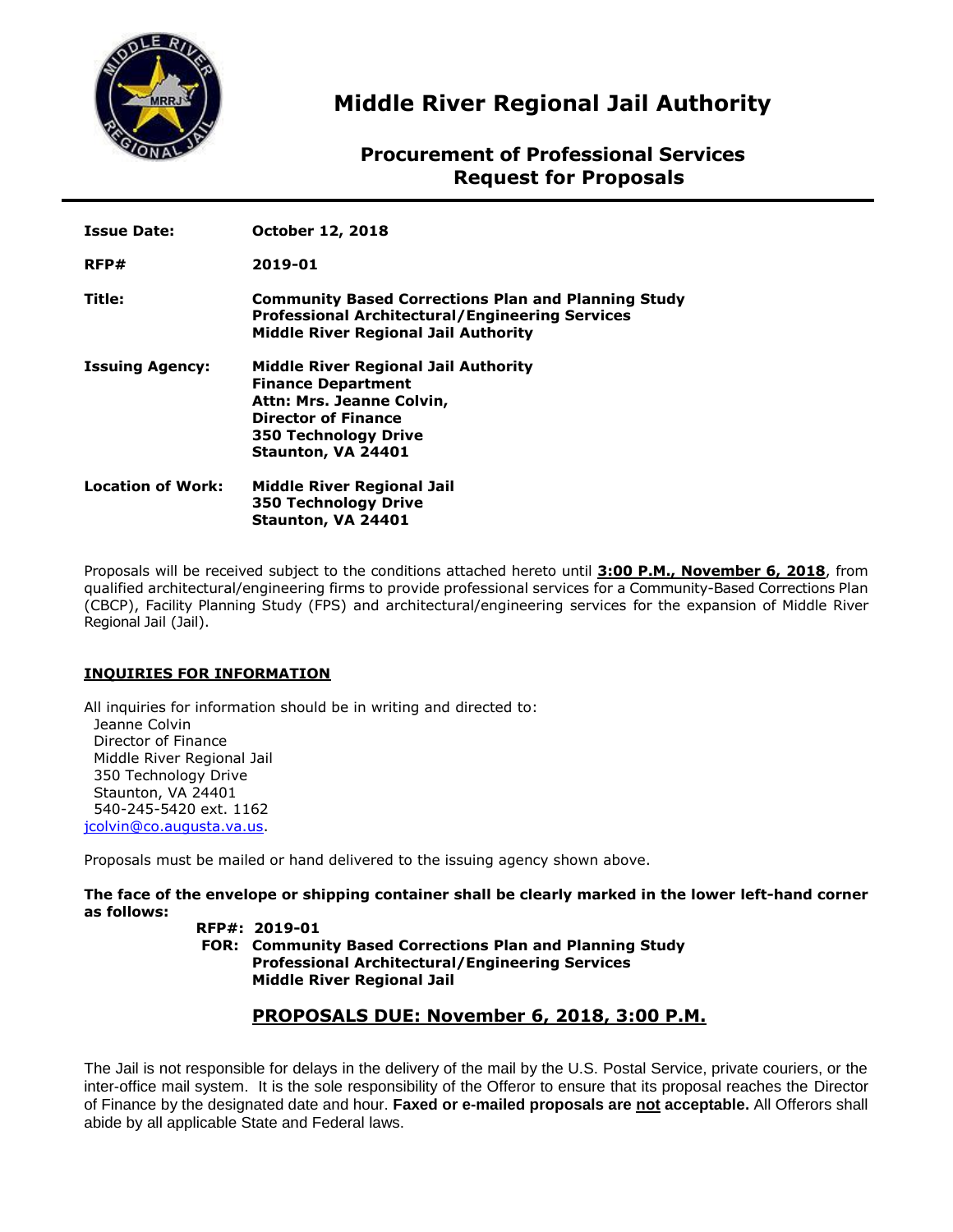# Middle River Regional Jail Authority

## Procurement of Professional Services
## Request for Proposals

| | |
|---|---|
| **Issue Date:** | **October 12, 2018** |
| **RFP#** | **2019-01** |
| **Title:** | **Community Based Corrections Plan and Planning Study Professional Architectural/Engineering Services Middle River Regional Jail Authority** |
| **Issuing Agency:** | **Middle River Regional Jail Authority Finance Department Attn: Mrs. Jeanne Colvin, Director of Finance 350 Technology Drive Staunton, VA 24401** |
| **Location of Work:** | **Middle River Regional Jail 350 Technology Drive Staunton, VA 24401** |

Proposals will be received subject to the conditions attached hereto until **3:00 P.M., November 6, 2018**, from qualified architectural/engineering firms to provide professional services for a Community-Based Corrections Plan (CBCP), Facility Planning Study (FPS) and architectural/engineering services for the expansion of Middle River Regional Jail (Jail).

**INQUIRIES FOR INFORMATION**

All inquiries for information should be in writing and directed to:

Jeanne Colvin
Director of Finance
Middle River Regional Jail
350 Technology Drive
Staunton, VA 24401
540-245-5420 ext. 1162
jcolvin@co.augusta.va.us.

Proposals must be mailed or hand delivered to the issuing agency shown above.

**The face of the envelope or shipping container shall be clearly marked in the lower left-hand corner as follows:**

**RFP#: 2019-01**
**FOR: Community Based Corrections Plan and Planning Study**
**Professional Architectural/Engineering Services**
**Middle River Regional Jail**

**PROPOSALS DUE: November 6, 2018, 3:00 P.M.**

The Jail is not responsible for delays in the delivery of the mail by the U.S. Postal Service, private couriers, or the inter-office mail system. It is the sole responsibility of the Offeror to ensure that its proposal reaches the Director of Finance by the designated date and hour. **Faxed or e-mailed proposals are not acceptable.** All Offerors shall abide by all applicable State and Federal laws.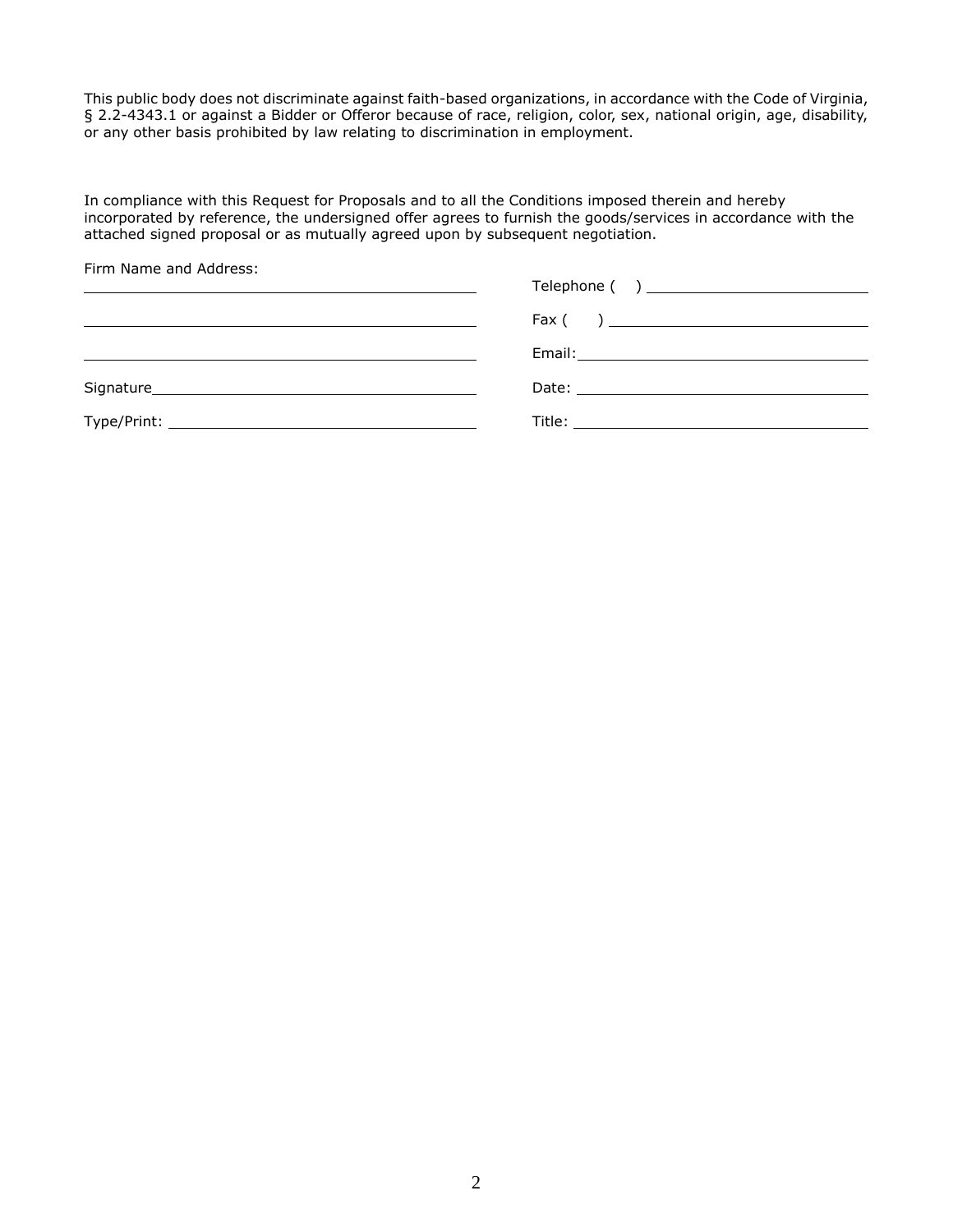This public body does not discriminate against faith-based organizations, in accordance with the Code of Virginia, § 2.2-4343.1 or against a Bidder or Offeror because of race, religion, color, sex, national origin, age, disability, or any other basis prohibited by law relating to discrimination in employment.

In compliance with this Request for Proposals and to all the Conditions imposed therein and hereby incorporated by reference, the undersigned offer agrees to furnish the goods/services in accordance with the attached signed proposal or as mutually agreed upon by subsequent negotiation.

Firm Name and Address:

_______________________________________ Telephone (    ) ______________________

_______________________________________ Fax (    ) ___________________________

_______________________________________ Email: ______________________________

Signature_______________________________ Date: ______________________________

Type/Print: _____________________________ Title: ______________________________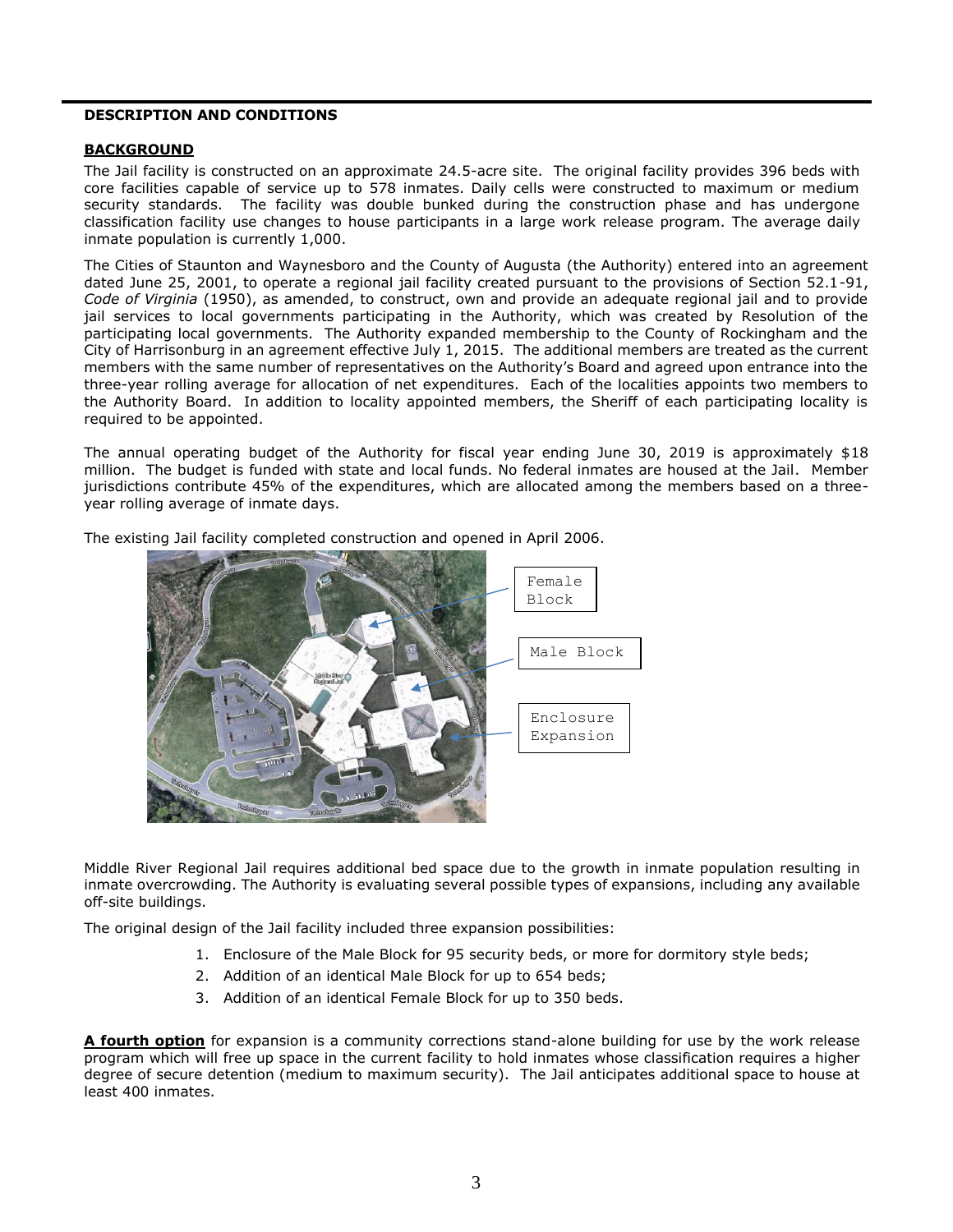## DESCRIPTION AND CONDITIONS

### BACKGROUND

The Jail facility is constructed on an approximate 24.5-acre site. The original facility provides 396 beds with core facilities capable of service up to 578 inmates. Daily cells were constructed to maximum or medium security standards. The facility was double bunked during the construction phase and has undergone classification facility use changes to house participants in a large work release program. The average daily inmate population is currently 1,000.

The Cities of Staunton and Waynesboro and the County of Augusta (the Authority) entered into an agreement dated June 25, 2001, to operate a regional jail facility created pursuant to the provisions of Section 52.1-91, *Code of Virginia* (1950), as amended, to construct, own and provide an adequate regional jail and to provide jail services to local governments participating in the Authority, which was created by Resolution of the participating local governments. The Authority expanded membership to the County of Rockingham and the City of Harrisonburg in an agreement effective July 1, 2015. The additional members are treated as the current members with the same number of representatives on the Authority's Board and agreed upon entrance into the three-year rolling average for allocation of net expenditures. Each of the localities appoints two members to the Authority Board. In addition to locality appointed members, the Sheriff of each participating locality is required to be appointed.

The annual operating budget of the Authority for fiscal year ending June 30, 2019 is approximately $18 million. The budget is funded with state and local funds. No federal inmates are housed at the Jail. Member jurisdictions contribute 45% of the expenditures, which are allocated among the members based on a three-year rolling average of inmate days.

The existing Jail facility completed construction and opened in April 2006.

Female Block

Male Block

Enclosure Expansion

Middle River Regional Jail requires additional bed space due to the growth in inmate population resulting in inmate overcrowding. The Authority is evaluating several possible types of expansions, including any available off-site buildings.

The original design of the Jail facility included three expansion possibilities:

1. Enclosure of the Male Block for 95 security beds, or more for dormitory style beds;
2. Addition of an identical Male Block for up to 654 beds;
3. Addition of an identical Female Block for up to 350 beds.

**A fourth option** for expansion is a community corrections stand-alone building for use by the work release program which will free up space in the current facility to hold inmates whose classification requires a higher degree of secure detention (medium to maximum security). The Jail anticipates additional space to house at least 400 inmates.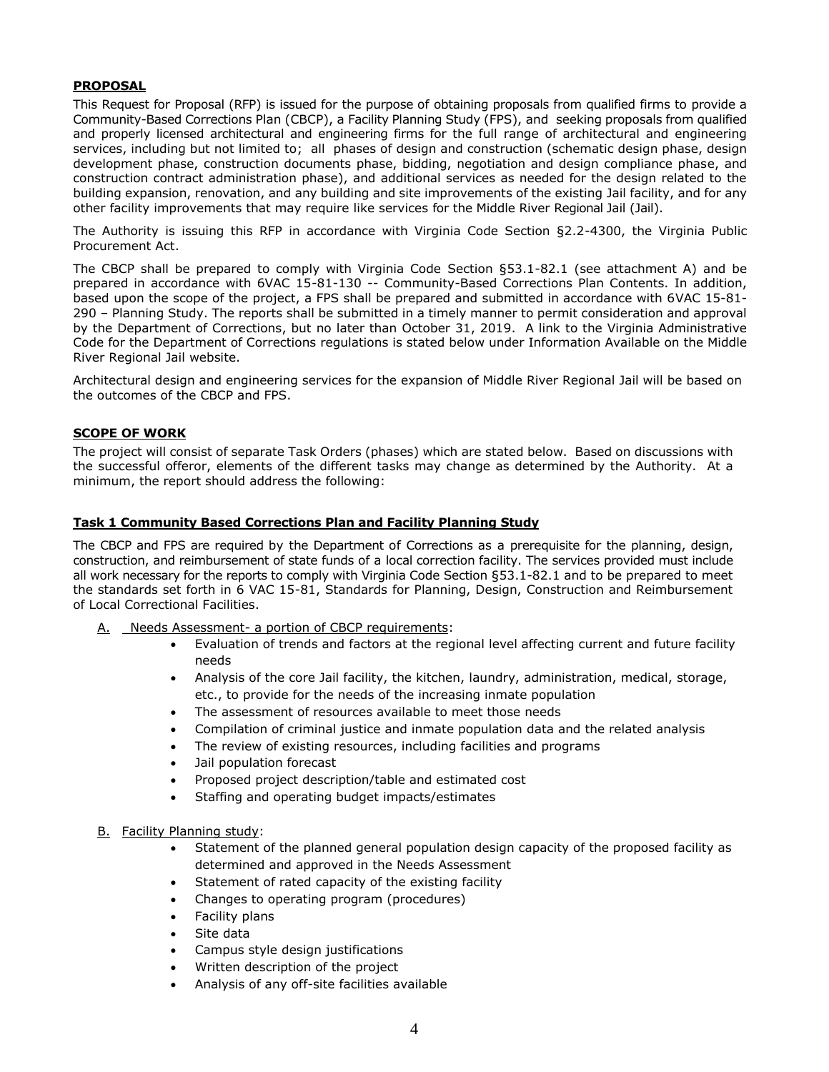## PROPOSAL

This Request for Proposal (RFP) is issued for the purpose of obtaining proposals from qualified firms to provide a Community-Based Corrections Plan (CBCP), a Facility Planning Study (FPS), and seeking proposals from qualified and properly licensed architectural and engineering firms for the full range of architectural and engineering services, including but not limited to; all phases of design and construction (schematic design phase, design development phase, construction documents phase, bidding, negotiation and design compliance phase, and construction contract administration phase), and additional services as needed for the design related to the building expansion, renovation, and any building and site improvements of the existing Jail facility, and for any other facility improvements that may require like services for the Middle River Regional Jail (Jail).

The Authority is issuing this RFP in accordance with Virginia Code Section §2.2-4300, the Virginia Public Procurement Act.

The CBCP shall be prepared to comply with Virginia Code Section §53.1-82.1 (see attachment A) and be prepared in accordance with 6VAC 15-81-130 -- Community-Based Corrections Plan Contents. In addition, based upon the scope of the project, a FPS shall be prepared and submitted in accordance with 6VAC 15-81-290 – Planning Study. The reports shall be submitted in a timely manner to permit consideration and approval by the Department of Corrections, but no later than October 31, 2019. A link to the Virginia Administrative Code for the Department of Corrections regulations is stated below under Information Available on the Middle River Regional Jail website.

Architectural design and engineering services for the expansion of Middle River Regional Jail will be based on the outcomes of the CBCP and FPS.

## SCOPE OF WORK

The project will consist of separate Task Orders (phases) which are stated below. Based on discussions with the successful offeror, elements of the different tasks may change as determined by the Authority. At a minimum, the report should address the following:

### Task 1 Community Based Corrections Plan and Facility Planning Study

The CBCP and FPS are required by the Department of Corrections as a prerequisite for the planning, design, construction, and reimbursement of state funds of a local correction facility. The services provided must include all work necessary for the reports to comply with Virginia Code Section §53.1-82.1 and to be prepared to meet the standards set forth in 6 VAC 15-81, Standards for Planning, Design, Construction and Reimbursement of Local Correctional Facilities.

A. Needs Assessment- a portion of CBCP requirements:
- Evaluation of trends and factors at the regional level affecting current and future facility needs
- Analysis of the core Jail facility, the kitchen, laundry, administration, medical, storage, etc., to provide for the needs of the increasing inmate population
- The assessment of resources available to meet those needs
- Compilation of criminal justice and inmate population data and the related analysis
- The review of existing resources, including facilities and programs
- Jail population forecast
- Proposed project description/table and estimated cost
- Staffing and operating budget impacts/estimates

B. Facility Planning study:
- Statement of the planned general population design capacity of the proposed facility as determined and approved in the Needs Assessment
- Statement of rated capacity of the existing facility
- Changes to operating program (procedures)
- Facility plans
- Site data
- Campus style design justifications
- Written description of the project
- Analysis of any off-site facilities available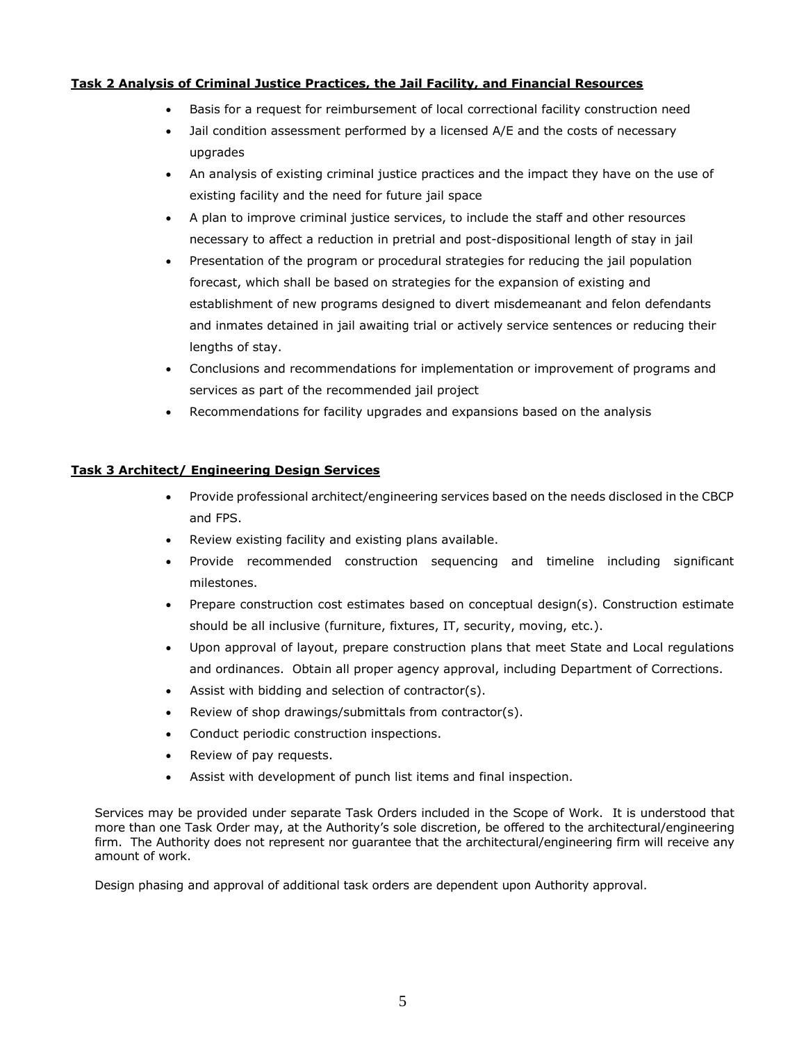**Task 2 Analysis of Criminal Justice Practices, the Jail Facility, and Financial Resources**

- Basis for a request for reimbursement of local correctional facility construction need
- Jail condition assessment performed by a licensed A/E and the costs of necessary upgrades
- An analysis of existing criminal justice practices and the impact they have on the use of existing facility and the need for future jail space
- A plan to improve criminal justice services, to include the staff and other resources necessary to affect a reduction in pretrial and post-dispositional length of stay in jail
- Presentation of the program or procedural strategies for reducing the jail population forecast, which shall be based on strategies for the expansion of existing and establishment of new programs designed to divert misdemeanant and felon defendants and inmates detained in jail awaiting trial or actively service sentences or reducing their lengths of stay.
- Conclusions and recommendations for implementation or improvement of programs and services as part of the recommended jail project
- Recommendations for facility upgrades and expansions based on the analysis

**Task 3 Architect/ Engineering Design Services**

- Provide professional architect/engineering services based on the needs disclosed in the CBCP and FPS.
- Review existing facility and existing plans available.
- Provide recommended construction sequencing and timeline including significant milestones.
- Prepare construction cost estimates based on conceptual design(s). Construction estimate should be all inclusive (furniture, fixtures, IT, security, moving, etc.).
- Upon approval of layout, prepare construction plans that meet State and Local regulations and ordinances. Obtain all proper agency approval, including Department of Corrections.
- Assist with bidding and selection of contractor(s).
- Review of shop drawings/submittals from contractor(s).
- Conduct periodic construction inspections.
- Review of pay requests.
- Assist with development of punch list items and final inspection.

Services may be provided under separate Task Orders included in the Scope of Work. It is understood that more than one Task Order may, at the Authority's sole discretion, be offered to the architectural/engineering firm. The Authority does not represent nor guarantee that the architectural/engineering firm will receive any amount of work.

Design phasing and approval of additional task orders are dependent upon Authority approval.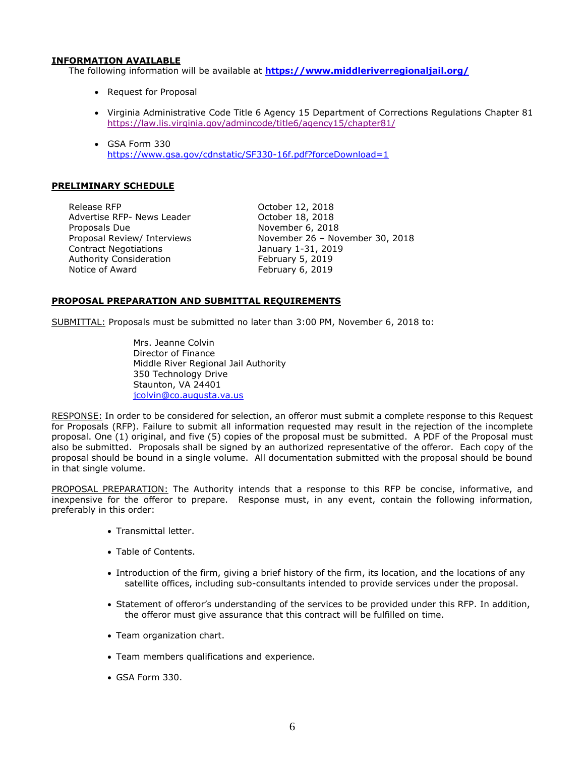## INFORMATION AVAILABLE

The following information will be available at **https://www.middleriverregionaljail.org/**

- Request for Proposal
- Virginia Administrative Code Title 6 Agency 15 Department of Corrections Regulations Chapter 81 https://law.lis.virginia.gov/admincode/title6/agency15/chapter81/
- GSA Form 330 https://www.gsa.gov/cdnstatic/SF330-16f.pdf?forceDownload=1

## PRELIMINARY SCHEDULE

| | |
|---|---|
| Release RFP | October 12, 2018 |
| Advertise RFP- News Leader | October 18, 2018 |
| Proposals Due | November 6, 2018 |
| Proposal Review/ Interviews | November 26 – November 30, 2018 |
| Contract Negotiations | January 1-31, 2019 |
| Authority Consideration | February 5, 2019 |
| Notice of Award | February 6, 2019 |

## PROPOSAL PREPARATION AND SUBMITTAL REQUIREMENTS

SUBMITTAL: Proposals must be submitted no later than 3:00 PM, November 6, 2018 to:

Mrs. Jeanne Colvin
Director of Finance
Middle River Regional Jail Authority
350 Technology Drive
Staunton, VA 24401
jcolvin@co.augusta.va.us

RESPONSE: In order to be considered for selection, an offeror must submit a complete response to this Request for Proposals (RFP). Failure to submit all information requested may result in the rejection of the incomplete proposal. One (1) original, and five (5) copies of the proposal must be submitted. A PDF of the Proposal must also be submitted. Proposals shall be signed by an authorized representative of the offeror. Each copy of the proposal should be bound in a single volume. All documentation submitted with the proposal should be bound in that single volume.

PROPOSAL PREPARATION: The Authority intends that a response to this RFP be concise, informative, and inexpensive for the offeror to prepare. Response must, in any event, contain the following information, preferably in this order:

- Transmittal letter.
- Table of Contents.
- Introduction of the firm, giving a brief history of the firm, its location, and the locations of any satellite offices, including sub-consultants intended to provide services under the proposal.
- Statement of offeror's understanding of the services to be provided under this RFP. In addition, the offeror must give assurance that this contract will be fulfilled on time.
- Team organization chart.
- Team members qualifications and experience.
- GSA Form 330.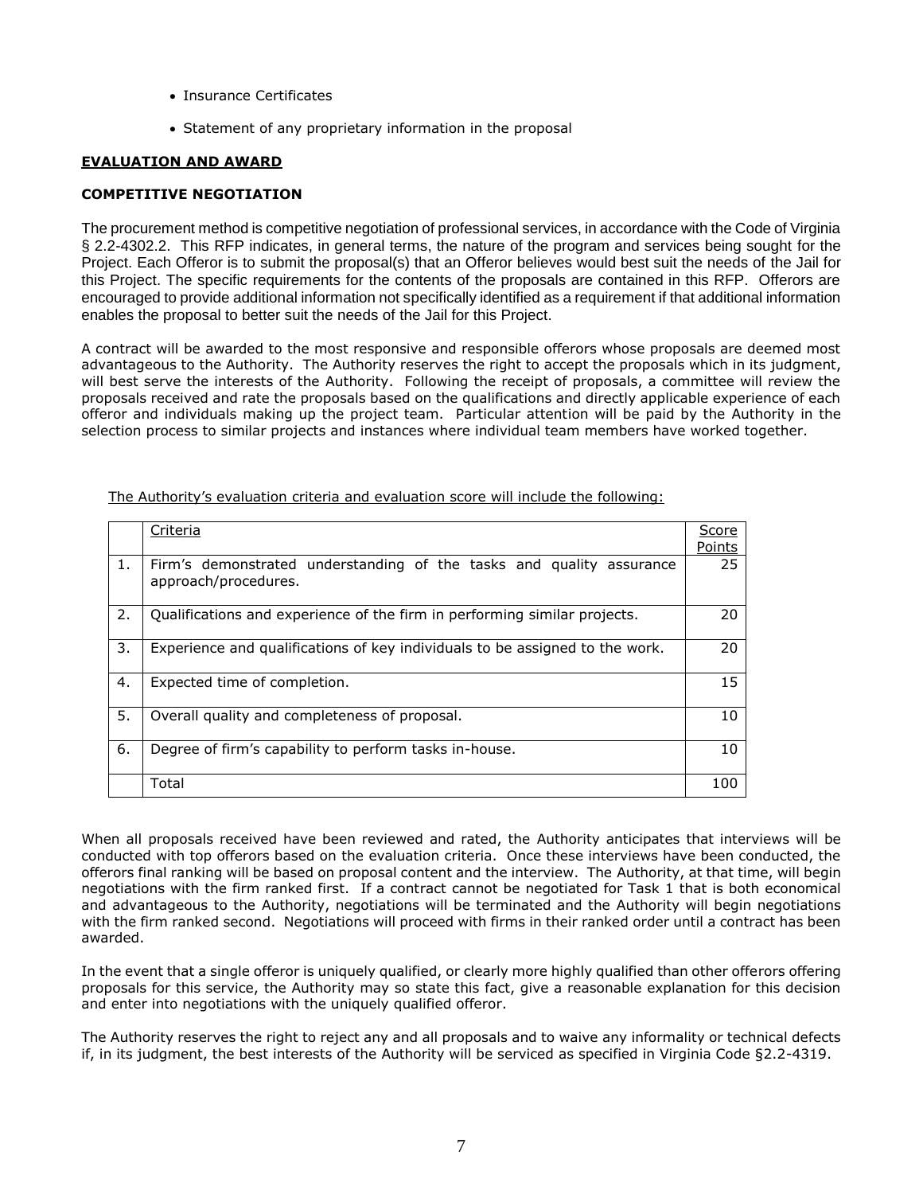- Insurance Certificates
- Statement of any proprietary information in the proposal

## **EVALUATION AND AWARD**

### **COMPETITIVE NEGOTIATION**

The procurement method is competitive negotiation of professional services, in accordance with the Code of Virginia § 2.2-4302.2. This RFP indicates, in general terms, the nature of the program and services being sought for the Project. Each Offeror is to submit the proposal(s) that an Offeror believes would best suit the needs of the Jail for this Project. The specific requirements for the contents of the proposals are contained in this RFP. Offerors are encouraged to provide additional information not specifically identified as a requirement if that additional information enables the proposal to better suit the needs of the Jail for this Project.

A contract will be awarded to the most responsive and responsible offerors whose proposals are deemed most advantageous to the Authority. The Authority reserves the right to accept the proposals which in its judgment, will best serve the interests of the Authority. Following the receipt of proposals, a committee will review the proposals received and rate the proposals based on the qualifications and directly applicable experience of each offeror and individuals making up the project team. Particular attention will be paid by the Authority in the selection process to similar projects and instances where individual team members have worked together.

The Authority's evaluation criteria and evaluation score will include the following:

| | Criteria | Score Points |
|---|---|---|
| 1. | Firm's demonstrated understanding of the tasks and quality assurance approach/procedures. | 25 |
| 2. | Qualifications and experience of the firm in performing similar projects. | 20 |
| 3. | Experience and qualifications of key individuals to be assigned to the work. | 20 |
| 4. | Expected time of completion. | 15 |
| 5. | Overall quality and completeness of proposal. | 10 |
| 6. | Degree of firm's capability to perform tasks in-house. | 10 |
| | Total | 100 |

When all proposals received have been reviewed and rated, the Authority anticipates that interviews will be conducted with top offerors based on the evaluation criteria. Once these interviews have been conducted, the offerors final ranking will be based on proposal content and the interview. The Authority, at that time, will begin negotiations with the firm ranked first. If a contract cannot be negotiated for Task 1 that is both economical and advantageous to the Authority, negotiations will be terminated and the Authority will begin negotiations with the firm ranked second. Negotiations will proceed with firms in their ranked order until a contract has been awarded.

In the event that a single offeror is uniquely qualified, or clearly more highly qualified than other offerors offering proposals for this service, the Authority may so state this fact, give a reasonable explanation for this decision and enter into negotiations with the uniquely qualified offeror.

The Authority reserves the right to reject any and all proposals and to waive any informality or technical defects if, in its judgment, the best interests of the Authority will be serviced as specified in Virginia Code §2.2-4319.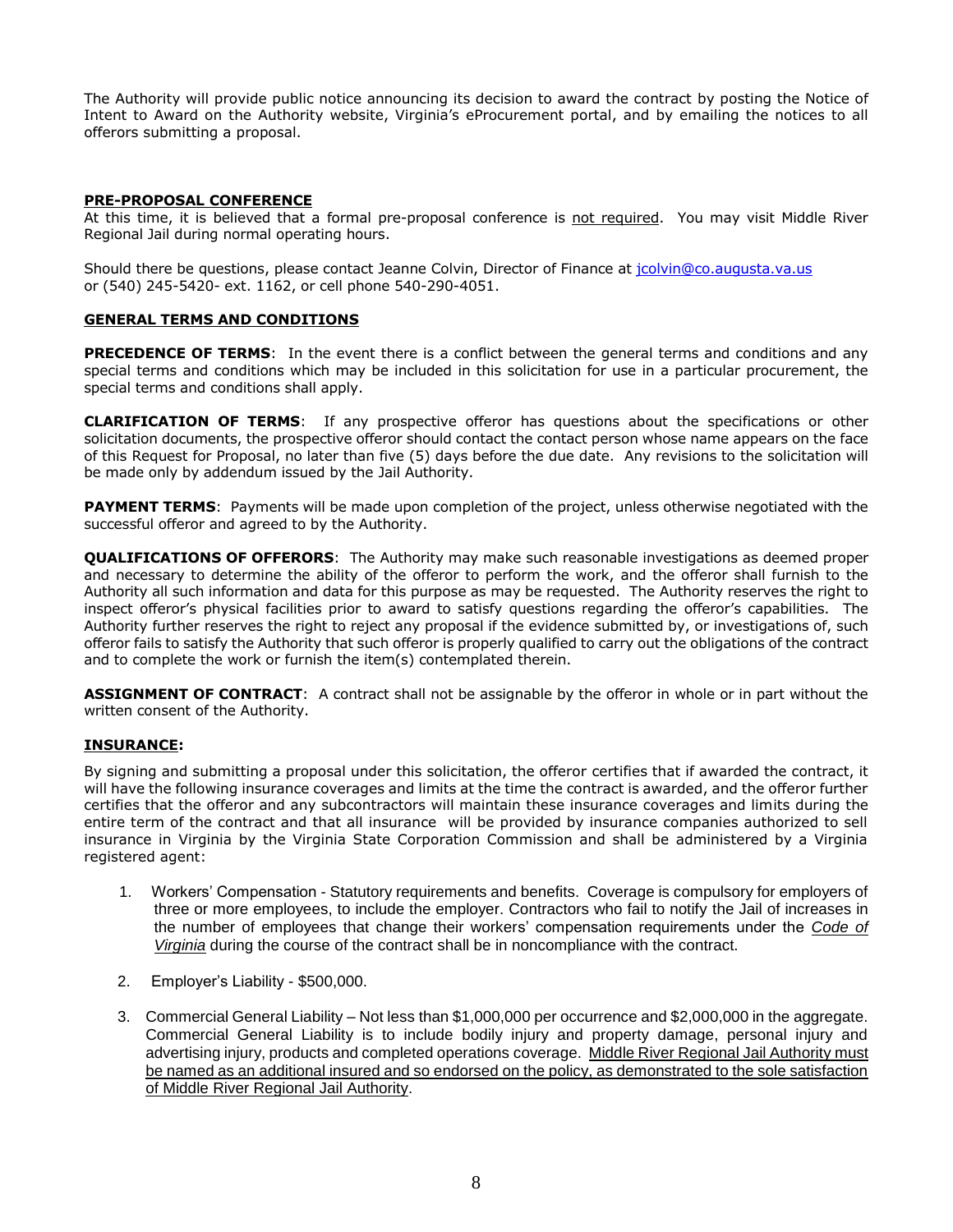The Authority will provide public notice announcing its decision to award the contract by posting the Notice of Intent to Award on the Authority website, Virginia's eProcurement portal, and by emailing the notices to all offerors submitting a proposal.

## PRE-PROPOSAL CONFERENCE

At this time, it is believed that a formal pre-proposal conference is not required. You may visit Middle River Regional Jail during normal operating hours.

Should there be questions, please contact Jeanne Colvin, Director of Finance at jcolvin@co.augusta.va.us or (540) 245-5420- ext. 1162, or cell phone 540-290-4051.

## GENERAL TERMS AND CONDITIONS

**PRECEDENCE OF TERMS**: In the event there is a conflict between the general terms and conditions and any special terms and conditions which may be included in this solicitation for use in a particular procurement, the special terms and conditions shall apply.

**CLARIFICATION OF TERMS**: If any prospective offeror has questions about the specifications or other solicitation documents, the prospective offeror should contact the contact person whose name appears on the face of this Request for Proposal, no later than five (5) days before the due date. Any revisions to the solicitation will be made only by addendum issued by the Jail Authority.

**PAYMENT TERMS**: Payments will be made upon completion of the project, unless otherwise negotiated with the successful offeror and agreed to by the Authority.

**QUALIFICATIONS OF OFFERORS**: The Authority may make such reasonable investigations as deemed proper and necessary to determine the ability of the offeror to perform the work, and the offeror shall furnish to the Authority all such information and data for this purpose as may be requested. The Authority reserves the right to inspect offeror's physical facilities prior to award to satisfy questions regarding the offeror's capabilities. The Authority further reserves the right to reject any proposal if the evidence submitted by, or investigations of, such offeror fails to satisfy the Authority that such offeror is properly qualified to carry out the obligations of the contract and to complete the work or furnish the item(s) contemplated therein.

**ASSIGNMENT OF CONTRACT**: A contract shall not be assignable by the offeror in whole or in part without the written consent of the Authority.

## INSURANCE:

By signing and submitting a proposal under this solicitation, the offeror certifies that if awarded the contract, it will have the following insurance coverages and limits at the time the contract is awarded, and the offeror further certifies that the offeror and any subcontractors will maintain these insurance coverages and limits during the entire term of the contract and that all insurance will be provided by insurance companies authorized to sell insurance in Virginia by the Virginia State Corporation Commission and shall be administered by a Virginia registered agent:

1. Workers' Compensation - Statutory requirements and benefits. Coverage is compulsory for employers of three or more employees, to include the employer. Contractors who fail to notify the Jail of increases in the number of employees that change their workers' compensation requirements under the *Code of Virginia* during the course of the contract shall be in noncompliance with the contract.

2. Employer's Liability - $500,000.

3. Commercial General Liability – Not less than $1,000,000 per occurrence and $2,000,000 in the aggregate. Commercial General Liability is to include bodily injury and property damage, personal injury and advertising injury, products and completed operations coverage. Middle River Regional Jail Authority must be named as an additional insured and so endorsed on the policy, as demonstrated to the sole satisfaction of Middle River Regional Jail Authority.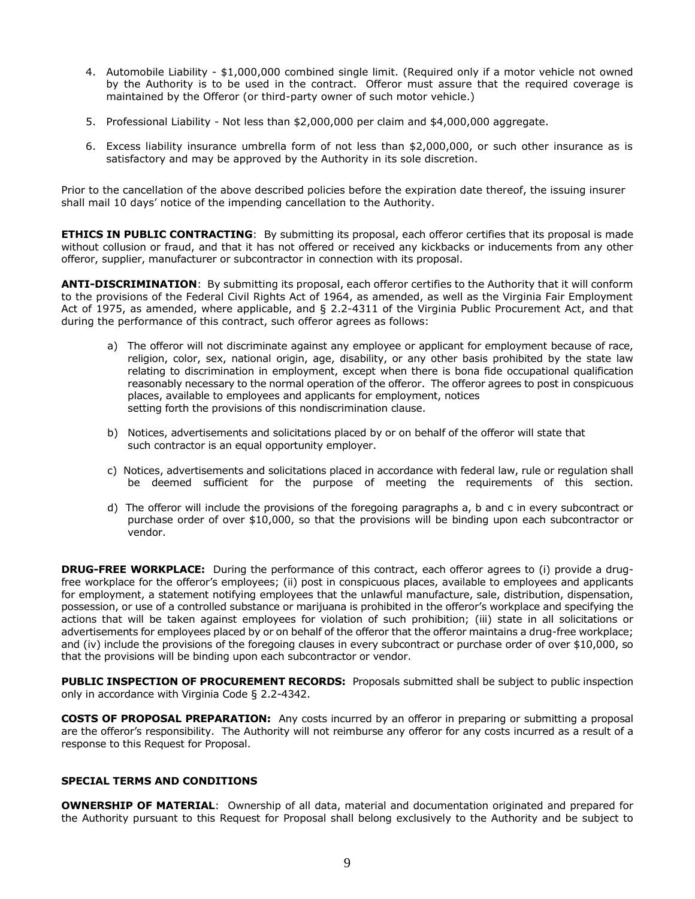4. Automobile Liability - $1,000,000 combined single limit. (Required only if a motor vehicle not owned by the Authority is to be used in the contract. Offeror must assure that the required coverage is maintained by the Offeror (or third-party owner of such motor vehicle.)

5. Professional Liability - Not less than $2,000,000 per claim and $4,000,000 aggregate.

6. Excess liability insurance umbrella form of not less than $2,000,000, or such other insurance as is satisfactory and may be approved by the Authority in its sole discretion.

Prior to the cancellation of the above described policies before the expiration date thereof, the issuing insurer shall mail 10 days' notice of the impending cancellation to the Authority.

**ETHICS IN PUBLIC CONTRACTING**: By submitting its proposal, each offeror certifies that its proposal is made without collusion or fraud, and that it has not offered or received any kickbacks or inducements from any other offeror, supplier, manufacturer or subcontractor in connection with its proposal.

**ANTI-DISCRIMINATION**: By submitting its proposal, each offeror certifies to the Authority that it will conform to the provisions of the Federal Civil Rights Act of 1964, as amended, as well as the Virginia Fair Employment Act of 1975, as amended, where applicable, and § 2.2-4311 of the Virginia Public Procurement Act, and that during the performance of this contract, such offeror agrees as follows:

a) The offeror will not discriminate against any employee or applicant for employment because of race, religion, color, sex, national origin, age, disability, or any other basis prohibited by the state law relating to discrimination in employment, except when there is bona fide occupational qualification reasonably necessary to the normal operation of the offeror. The offeror agrees to post in conspicuous places, available to employees and applicants for employment, notices setting forth the provisions of this nondiscrimination clause.

b) Notices, advertisements and solicitations placed by or on behalf of the offeror will state that such contractor is an equal opportunity employer.

c) Notices, advertisements and solicitations placed in accordance with federal law, rule or regulation shall be deemed sufficient for the purpose of meeting the requirements of this section.

d) The offeror will include the provisions of the foregoing paragraphs a, b and c in every subcontract or purchase order of over $10,000, so that the provisions will be binding upon each subcontractor or vendor.

**DRUG-FREE WORKPLACE:** During the performance of this contract, each offeror agrees to (i) provide a drug-free workplace for the offeror's employees; (ii) post in conspicuous places, available to employees and applicants for employment, a statement notifying employees that the unlawful manufacture, sale, distribution, dispensation, possession, or use of a controlled substance or marijuana is prohibited in the offeror's workplace and specifying the actions that will be taken against employees for violation of such prohibition; (iii) state in all solicitations or advertisements for employees placed by or on behalf of the offeror that the offeror maintains a drug-free workplace; and (iv) include the provisions of the foregoing clauses in every subcontract or purchase order of over $10,000, so that the provisions will be binding upon each subcontractor or vendor.

**PUBLIC INSPECTION OF PROCUREMENT RECORDS:** Proposals submitted shall be subject to public inspection only in accordance with Virginia Code § 2.2-4342.

**COSTS OF PROPOSAL PREPARATION:** Any costs incurred by an offeror in preparing or submitting a proposal are the offeror's responsibility. The Authority will not reimburse any offeror for any costs incurred as a result of a response to this Request for Proposal.

## SPECIAL TERMS AND CONDITIONS

**OWNERSHIP OF MATERIAL**: Ownership of all data, material and documentation originated and prepared for the Authority pursuant to this Request for Proposal shall belong exclusively to the Authority and be subject to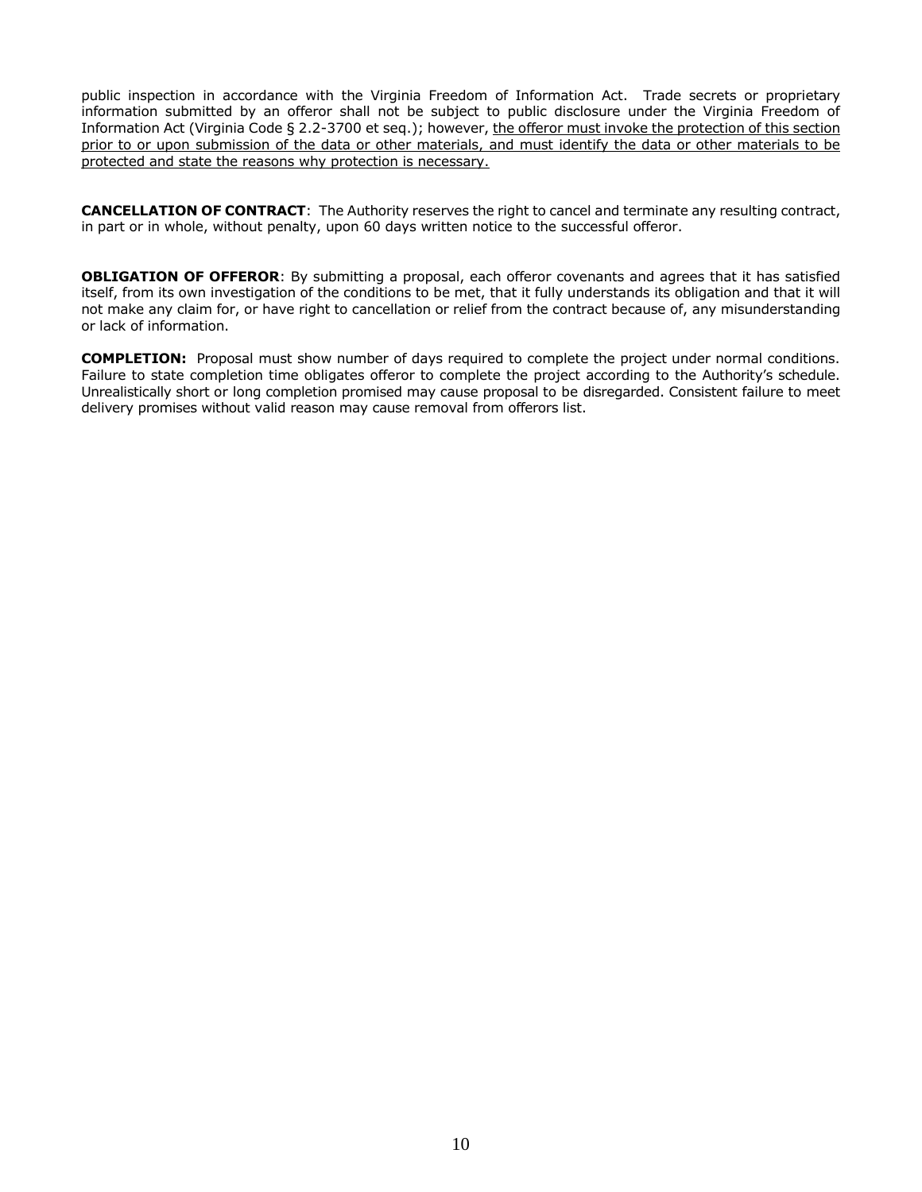public inspection in accordance with the Virginia Freedom of Information Act. Trade secrets or proprietary information submitted by an offeror shall not be subject to public disclosure under the Virginia Freedom of Information Act (Virginia Code § 2.2-3700 et seq.); however, <u>the offeror must invoke the protection of this section prior to or upon submission of the data or other materials, and must identify the data or other materials to be protected and state the reasons why protection is necessary.</u>

**CANCELLATION OF CONTRACT**: The Authority reserves the right to cancel and terminate any resulting contract, in part or in whole, without penalty, upon 60 days written notice to the successful offeror.

**OBLIGATION OF OFFEROR**: By submitting a proposal, each offeror covenants and agrees that it has satisfied itself, from its own investigation of the conditions to be met, that it fully understands its obligation and that it will not make any claim for, or have right to cancellation or relief from the contract because of, any misunderstanding or lack of information.

**COMPLETION:** Proposal must show number of days required to complete the project under normal conditions. Failure to state completion time obligates offeror to complete the project according to the Authority's schedule. Unrealistically short or long completion promised may cause proposal to be disregarded. Consistent failure to meet delivery promises without valid reason may cause removal from offerors list.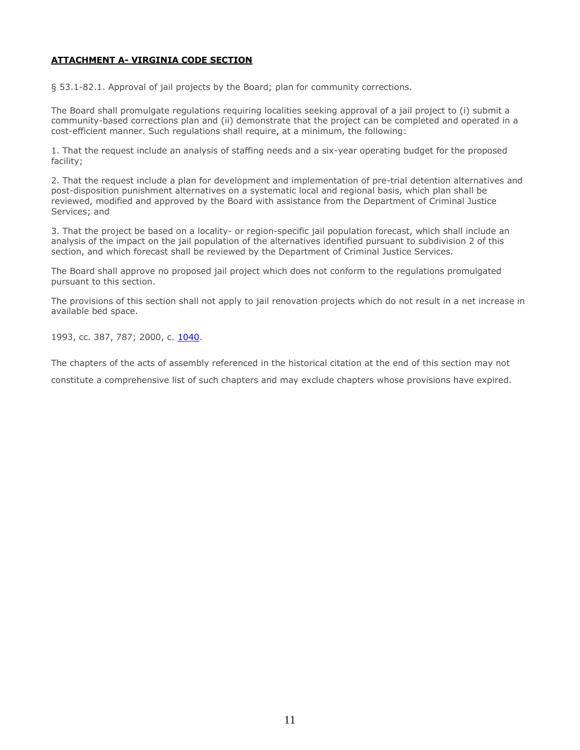**ATTACHMENT A- VIRGINIA CODE SECTION**

§ 53.1-82.1. Approval of jail projects by the Board; plan for community corrections.

The Board shall promulgate regulations requiring localities seeking approval of a jail project to (i) submit a community-based corrections plan and (ii) demonstrate that the project can be completed and operated in a cost-efficient manner. Such regulations shall require, at a minimum, the following:

1. That the request include an analysis of staffing needs and a six-year operating budget for the proposed facility;

2. That the request include a plan for development and implementation of pre-trial detention alternatives and post-disposition punishment alternatives on a systematic local and regional basis, which plan shall be reviewed, modified and approved by the Board with assistance from the Department of Criminal Justice Services; and

3. That the project be based on a locality- or region-specific jail population forecast, which shall include an analysis of the impact on the jail population of the alternatives identified pursuant to subdivision 2 of this section, and which forecast shall be reviewed by the Department of Criminal Justice Services.

The Board shall approve no proposed jail project which does not conform to the regulations promulgated pursuant to this section.

The provisions of this section shall not apply to jail renovation projects which do not result in a net increase in available bed space.

1993, cc. 387, 787; 2000, c. 1040.

The chapters of the acts of assembly referenced in the historical citation at the end of this section may not constitute a comprehensive list of such chapters and may exclude chapters whose provisions have expired.